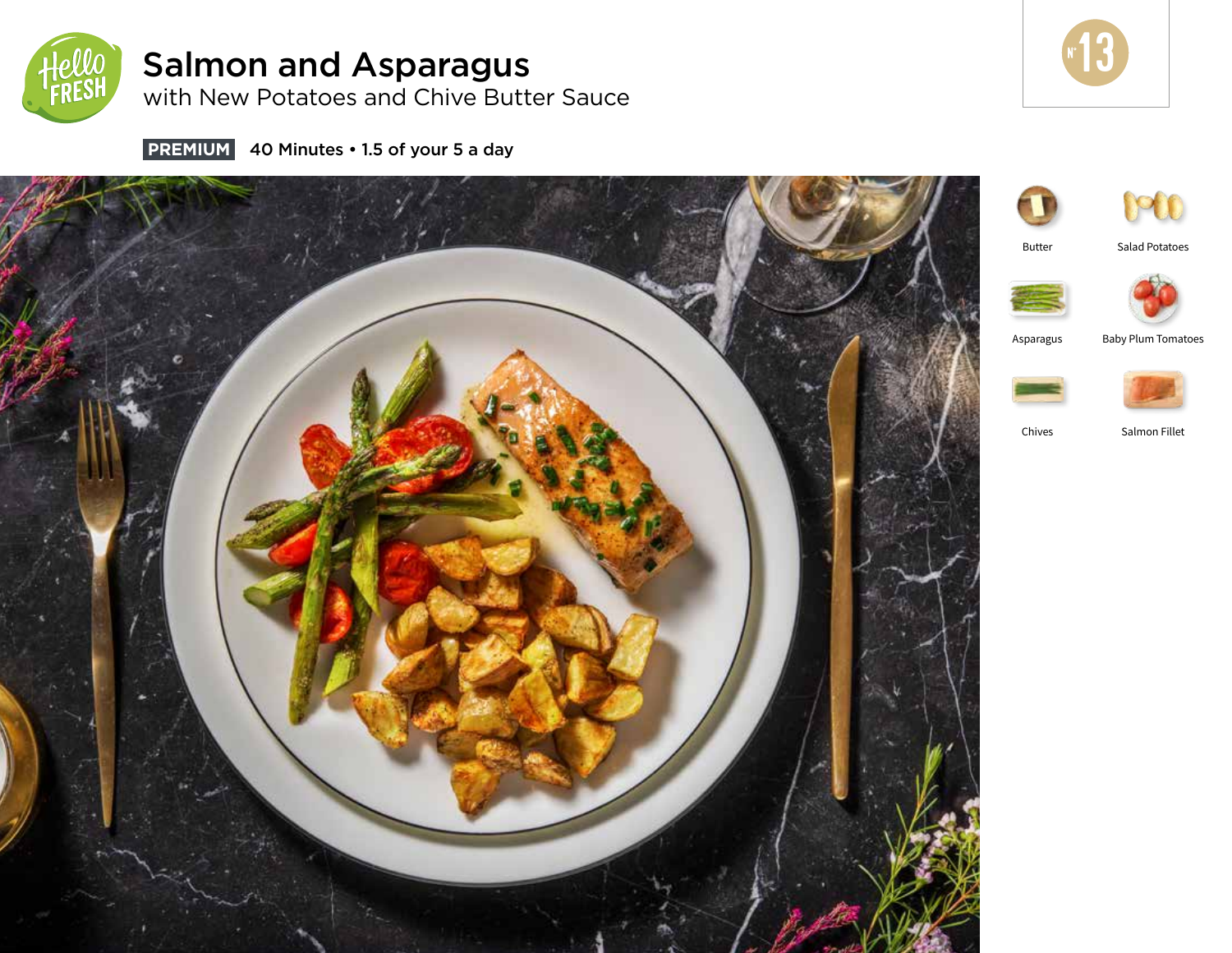# Salmon and Asparagus

## with New Potatoes and Chive Butter Sauce

N° 13

**PREMIUM** 40 Minutes • 1.5 of your 5 a day

Butter

Salad Potatoes

Asparagus

Baby Plum Tomatoes

Chives

Salmon Fillet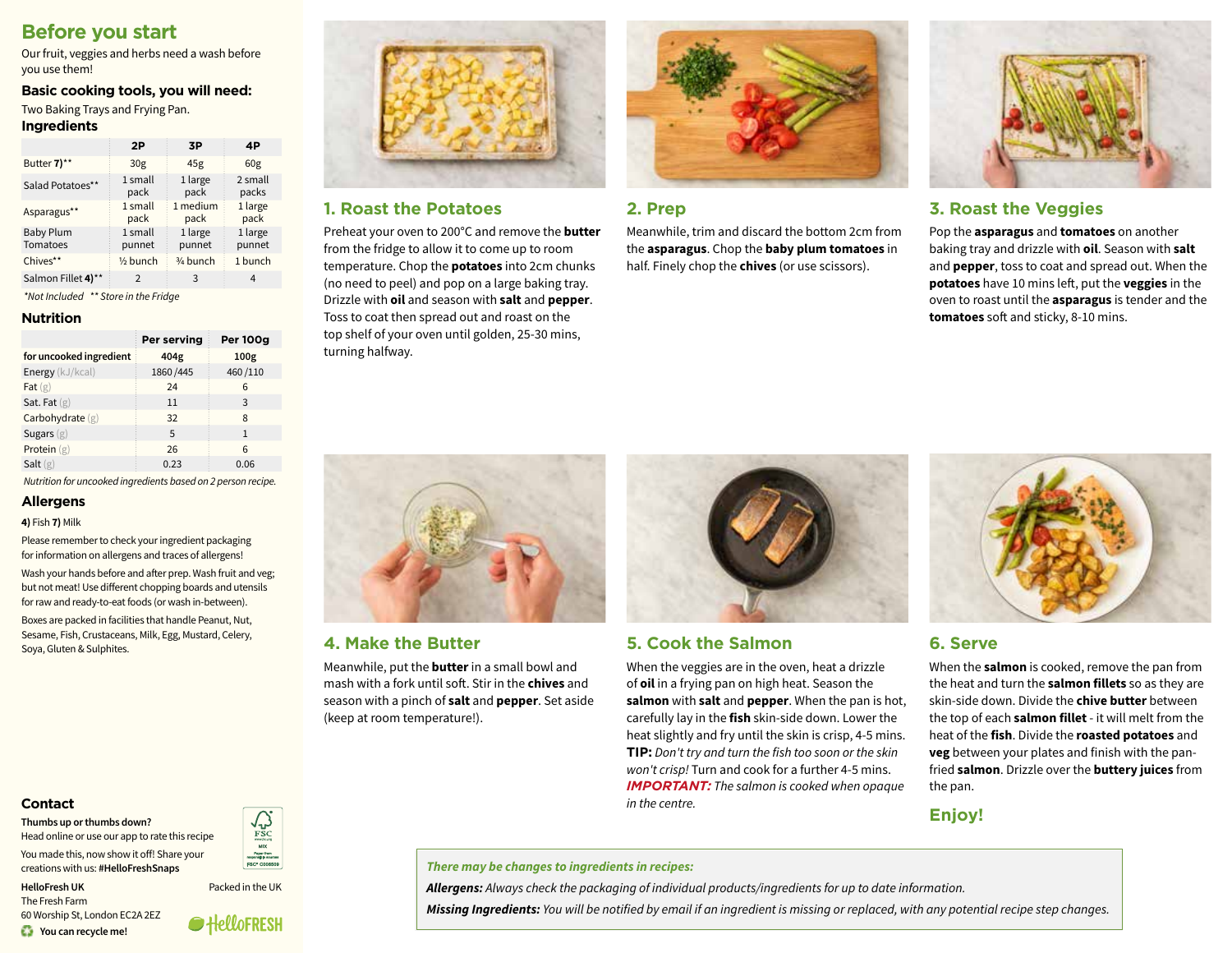## Before you start

Our fruit, veggies and herbs need a wash before you use them!

### Basic cooking tools, you will need:

Two Baking Trays and Frying Pan.

### Ingredients

| | 2P | 3P | 4P |
|---|---|---|---|
| Butter 7)** | 30g | 45g | 60g |
| Salad Potatoes** | 1 small pack | 1 large pack | 2 small packs |
| Asparagus** | 1 small pack | 1 medium pack | 1 large pack |
| Baby Plum Tomatoes | 1 small punnet | 1 large punnet | 1 large punnet |
| Chives** | ½ bunch | ¾ bunch | 1 bunch |
| Salmon Fillet 4)** | 2 | 3 | 4 |

*\*Not Included \*\* Store in the Fridge*

### Nutrition

| | Per serving | Per 100g |
|---|---|---|
| for uncooked ingredient | 404g | 100g |
| Energy (kJ/kcal) | 1860 /445 | 460 /110 |
| Fat (g) | 24 | 6 |
| Sat. Fat (g) | 11 | 3 |
| Carbohydrate (g) | 32 | 8 |
| Sugars (g) | 5 | 1 |
| Protein (g) | 26 | 6 |
| Salt (g) | 0.23 | 0.06 |

*Nutrition for uncooked ingredients based on 2 person recipe.*

### Allergens

**4)** Fish **7)** Milk

Please remember to check your ingredient packaging for information on allergens and traces of allergens!

Wash your hands before and after prep. Wash fruit and veg; but not meat! Use different chopping boards and utensils for raw and ready-to-eat foods (or wash in-between).

Boxes are packed in facilities that handle Peanut, Nut, Sesame, Fish, Crustaceans, Milk, Egg, Mustard, Celery, Soya, Gluten & Sulphites.

## 1. Roast the Potatoes

Preheat your oven to 200°C and remove the **butter** from the fridge to allow it to come up to room temperature. Chop the **potatoes** into 2cm chunks (no need to peel) and pop on a large baking tray. Drizzle with **oil** and season with **salt** and **pepper**. Toss to coat then spread out and roast on the top shelf of your oven until golden, 25-30 mins, turning halfway.

## 2. Prep

Meanwhile, trim and discard the bottom 2cm from the **asparagus**. Chop the **baby plum tomatoes** in half. Finely chop the **chives** (or use scissors).

## 3. Roast the Veggies

Pop the **asparagus** and **tomatoes** on another baking tray and drizzle with **oil**. Season with **salt** and **pepper**, toss to coat and spread out. When the **potatoes** have 10 mins left, put the **veggies** in the oven to roast until the **asparagus** is tender and the **tomatoes** soft and sticky, 8-10 mins.

## 4. Make the Butter

Meanwhile, put the **butter** in a small bowl and mash with a fork until soft. Stir in the **chives** and season with a pinch of **salt** and **pepper**. Set aside (keep at room temperature!).

## 5. Cook the Salmon

When the veggies are in the oven, heat a drizzle of **oil** in a frying pan on high heat. Season the **salmon** with **salt** and **pepper**. When the pan is hot, carefully lay in the **fish** skin-side down. Lower the heat slightly and fry until the skin is crisp, 4-5 mins. **TIP:** *Don't try and turn the fish too soon or the skin won't crisp!* Turn and cook for a further 4-5 mins. ***IMPORTANT:*** *The salmon is cooked when opaque in the centre.*

## 6. Serve

When the **salmon** is cooked, remove the pan from the heat and turn the **salmon fillets** so as they are skin-side down. Divide the **chive butter** between the top of each **salmon fillet** - it will melt from the heat of the **fish**. Divide the **roasted potatoes** and **veg** between your plates and finish with the pan-fried **salmon**. Drizzle over the **buttery juices** from the pan.

**Enjoy!**

***There may be changes to ingredients in recipes:***

***Allergens:*** *Always check the packaging of individual products/ingredients for up to date information.*

***Missing Ingredients:*** *You will be notified by email if an ingredient is missing or replaced, with any potential recipe step changes.*

### Contact

**Thumbs up or thumbs down?**
Head online or use our app to rate this recipe

You made this, now show it off! Share your creations with us: **#HelloFreshSnaps**

**HelloFresh UK**
The Fresh Farm
60 Worship St, London EC2A 2EZ

Packed in the UK

**You can recycle me!**

HelloFRESH